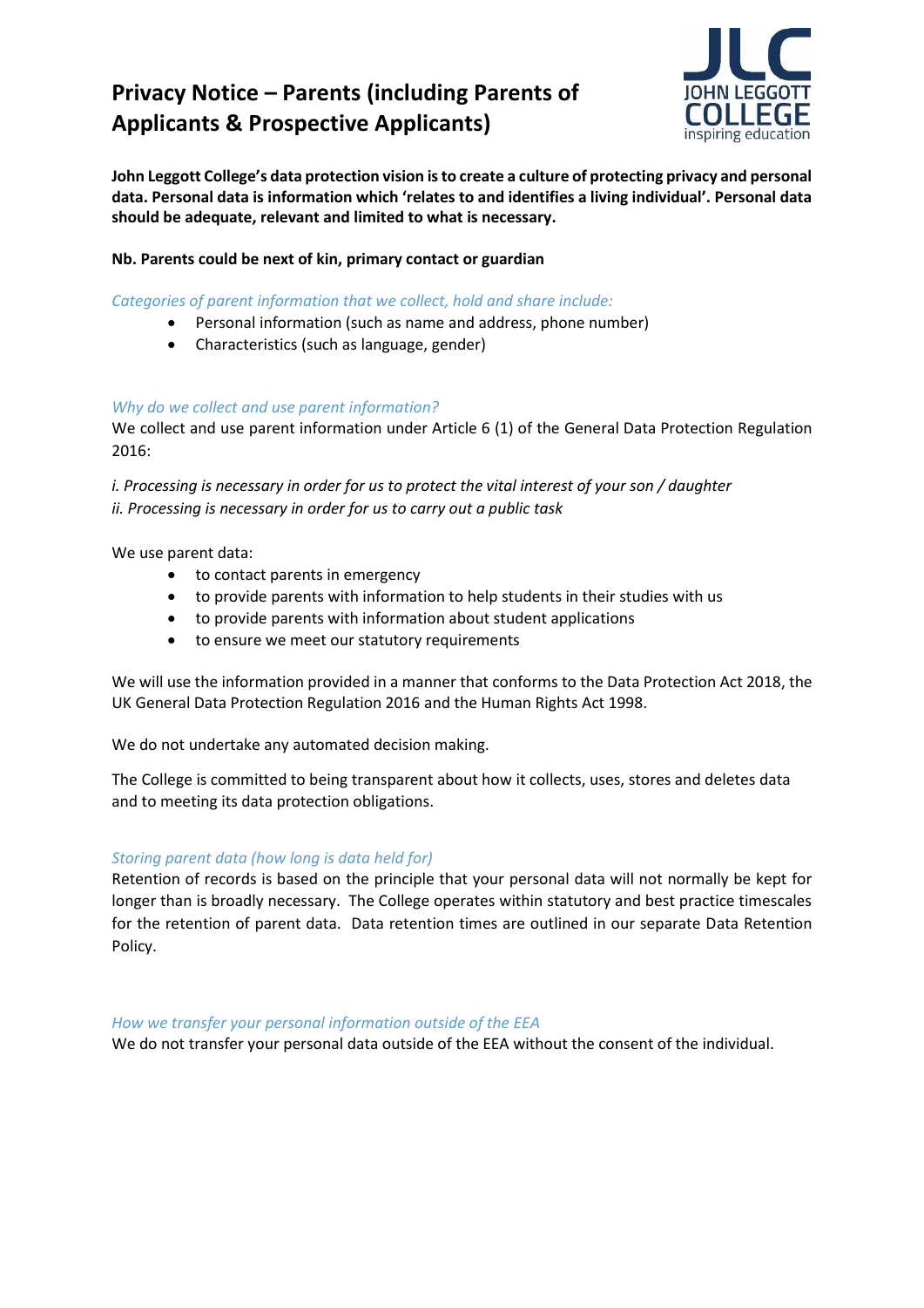# Privacy Notice – Parents (including Parents of Applicants & Prospective Applicants)

**John Leggott College's data protection vision is to create a culture of protecting privacy and personal data. Personal data is information which 'relates to and identifies a living individual'. Personal data should be adequate, relevant and limited to what is necessary.**

**Nb. Parents could be next of kin, primary contact or guardian**

*Categories of parent information that we collect, hold and share include:*

- Personal information (such as name and address, phone number)
- Characteristics (such as language, gender)

*Why do we collect and use parent information?*

We collect and use parent information under Article 6 (1) of the General Data Protection Regulation 2016:

*i. Processing is necessary in order for us to protect the vital interest of your son / daughter*
*ii. Processing is necessary in order for us to carry out a public task*

We use parent data:

- to contact parents in emergency
- to provide parents with information to help students in their studies with us
- to provide parents with information about student applications
- to ensure we meet our statutory requirements

We will use the information provided in a manner that conforms to the Data Protection Act 2018, the UK General Data Protection Regulation 2016 and the Human Rights Act 1998.

We do not undertake any automated decision making.

The College is committed to being transparent about how it collects, uses, stores and deletes data and to meeting its data protection obligations.

*Storing parent data (how long is data held for)*

Retention of records is based on the principle that your personal data will not normally be kept for longer than is broadly necessary. The College operates within statutory and best practice timescales for the retention of parent data. Data retention times are outlined in our separate Data Retention Policy.

*How we transfer your personal information outside of the EEA*

We do not transfer your personal data outside of the EEA without the consent of the individual.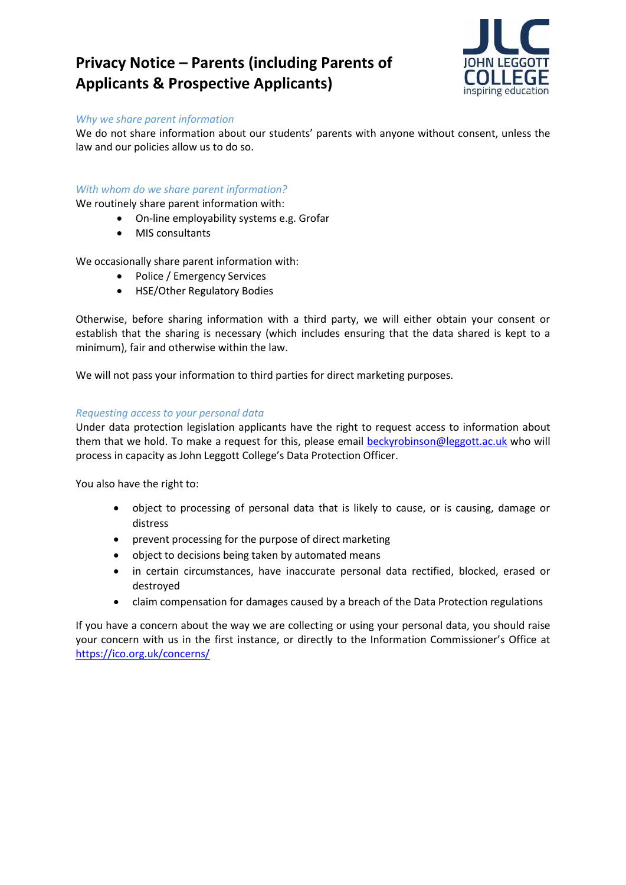# Privacy Notice – Parents (including Parents of Applicants & Prospective Applicants)

*Why we share parent information*

We do not share information about our students' parents with anyone without consent, unless the law and our policies allow us to do so.

*With whom do we share parent information?*

We routinely share parent information with:

- On-line employability systems e.g. Grofar
- MIS consultants

We occasionally share parent information with:

- Police / Emergency Services
- HSE/Other Regulatory Bodies

Otherwise, before sharing information with a third party, we will either obtain your consent or establish that the sharing is necessary (which includes ensuring that the data shared is kept to a minimum), fair and otherwise within the law.

We will not pass your information to third parties for direct marketing purposes.

*Requesting access to your personal data*

Under data protection legislation applicants have the right to request access to information about them that we hold. To make a request for this, please email [beckyrobinson@leggott.ac.uk](mailto:beckyrobinson@leggott.ac.uk) who will process in capacity as John Leggott College's Data Protection Officer.

You also have the right to:

- object to processing of personal data that is likely to cause, or is causing, damage or distress
- prevent processing for the purpose of direct marketing
- object to decisions being taken by automated means
- in certain circumstances, have inaccurate personal data rectified, blocked, erased or destroyed
- claim compensation for damages caused by a breach of the Data Protection regulations

If you have a concern about the way we are collecting or using your personal data, you should raise your concern with us in the first instance, or directly to the Information Commissioner's Office at [https://ico.org.uk/concerns/](https://ico.org.uk/concerns/)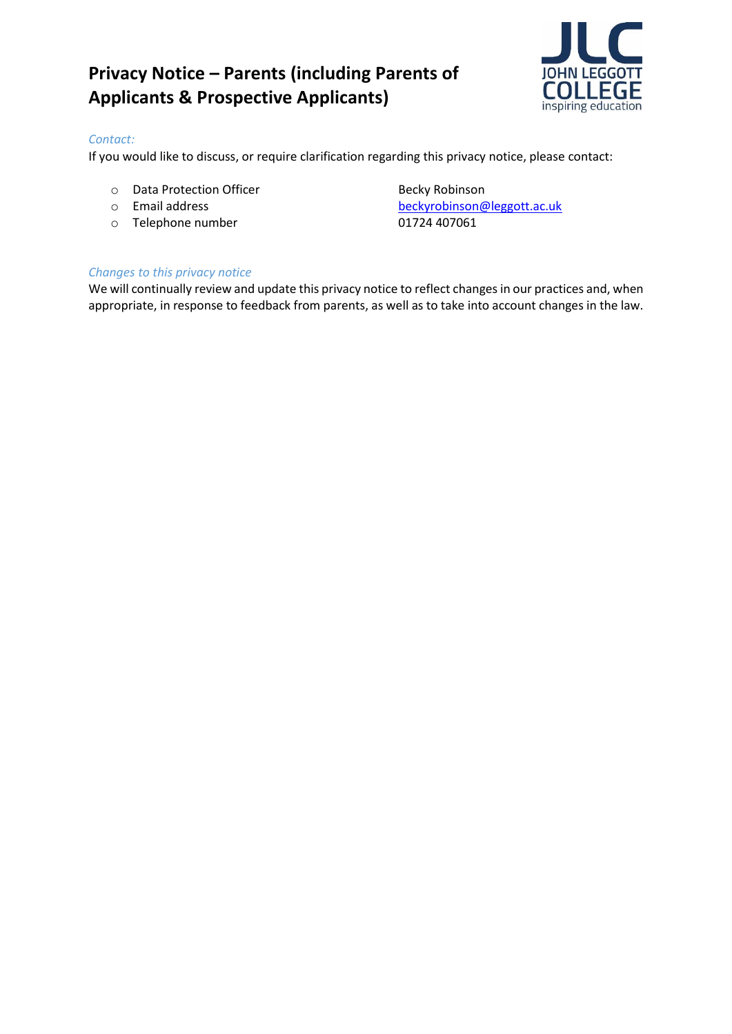# Privacy Notice – Parents (including Parents of Applicants & Prospective Applicants)

JLC JOHN LEGGOTT COLLEGE inspiring education

*Contact:*

If you would like to discuss, or require clarification regarding this privacy notice, please contact:

- Data Protection Officer: Becky Robinson
- Email address: beckyrobinson@leggott.ac.uk
- Telephone number: 01724 407061

*Changes to this privacy notice*

We will continually review and update this privacy notice to reflect changes in our practices and, when appropriate, in response to feedback from parents, as well as to take into account changes in the law.